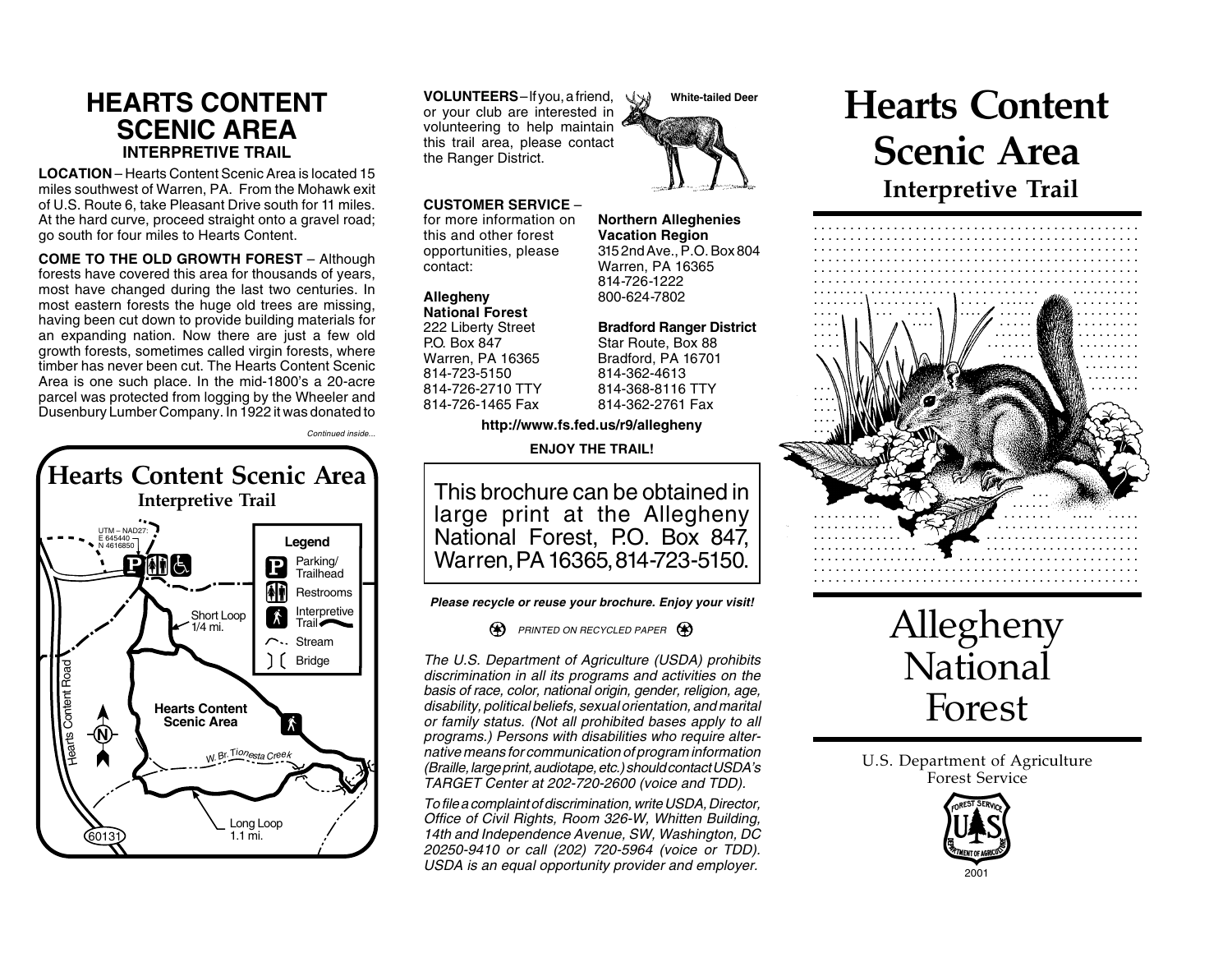# HEARTS CONTENT SCENIC AREA

### INTERPRETIVE TRAIL

**LOCATION** – Hearts Content Scenic Area is located 15 miles southwest of Warren, PA. From the Mohawk exit of U.S. Route 6, take Pleasant Drive south for 11 miles. At the hard curve, proceed straight onto a gravel road; go south for four miles to Hearts Content.

**COME TO THE OLD GROWTH FOREST** – Although forests have covered this area for thousands of years, most have changed during the last two centuries. In most eastern forests the huge old trees are missing, having been cut down to provide building materials for an expanding nation. Now there are just a few old growth forests, sometimes called virgin forests, where timber has never been cut. The Hearts Content Scenic Area is one such place. In the mid-1800's a 20-acre parcel was protected from logging by the Wheeler and Dusenbury Lumber Company. In 1922 it was donated to

*Continued inside...*

## Hearts Content Scenic Area

### Interpretive Trail

UTM – NAD27: E 645440 N 4616850

**Legend**

- Parking/ Trailhead
- Restrooms
- Interpretive Trail
- Stream
- Bridge

Short Loop 1/4 mi.

Hearts Content Road

**Hearts Content Scenic Area**

W. Br. Tionesta Creek

Long Loop 1.1 mi.

60131

N

**VOLUNTEERS** – If you, a friend, or your club are interested in volunteering to help maintain this trail area, please contact the Ranger District.

**White-tailed Deer**

**CUSTOMER SERVICE** – for more information on this and other forest opportunities, please contact:

**Allegheny National Forest**
222 Liberty Street
P.O. Box 847
Warren, PA 16365
814-723-5150
814-726-2710 TTY
814-726-1465 Fax

**Northern Alleghenies Vacation Region**
315 2nd Ave., P.O. Box 804
Warren, PA 16365
814-726-1222
800-624-7802

**Bradford Ranger District**
Star Route, Box 88
Bradford, PA 16701
814-362-4613
814-368-8116 TTY
814-362-2761 Fax

**http://www.fs.fed.us/r9/allegheny**

**ENJOY THE TRAIL!**

This brochure can be obtained in large print at the Allegheny National Forest, P.O. Box 847, Warren, PA 16365, 814-723-5150.

***Please recycle or reuse your brochure. Enjoy your visit!***

*PRINTED ON RECYCLED PAPER*

*The U.S. Department of Agriculture (USDA) prohibits discrimination in all its programs and activities on the basis of race, color, national origin, gender, religion, age, disability, political beliefs, sexual orientation, and marital or family status. (Not all prohibited bases apply to all programs.) Persons with disabilities who require alternative means for communication of program information (Braille, large print, audiotape, etc.) should contact USDA's TARGET Center at 202-720-2600 (voice and TDD).*

*To file a complaint of discrimination, write USDA, Director, Office of Civil Rights, Room 326-W, Whitten Building, 14th and Independence Avenue, SW, Washington, DC 20250-9410 or call (202) 720-5964 (voice or TDD). USDA is an equal opportunity provider and employer.*

# Hearts Content Scenic Area

## Interpretive Trail

# Allegheny National Forest

U.S. Department of Agriculture
Forest Service

2001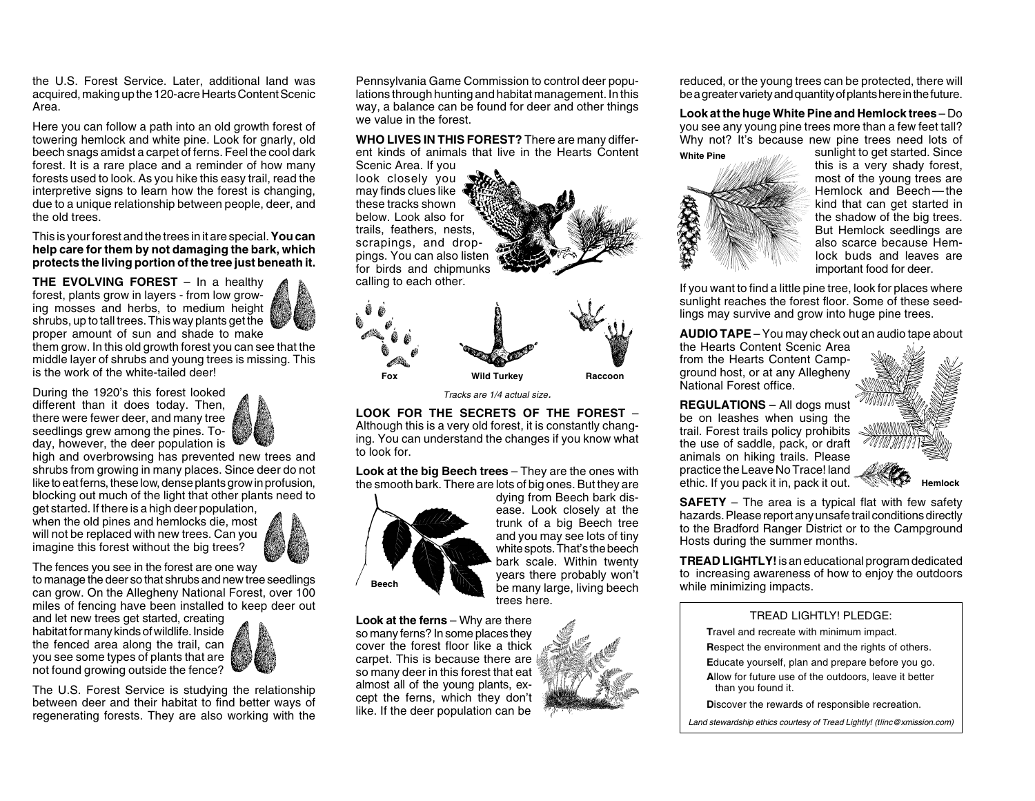the U.S. Forest Service. Later, additional land was acquired, making up the 120-acre Hearts Content Scenic Area.

Here you can follow a path into an old growth forest of towering hemlock and white pine. Look for gnarly, old beech snags amidst a carpet of ferns. Feel the cool dark forest. It is a rare place and a reminder of how many forests used to look. As you hike this easy trail, read the interpretive signs to learn how the forest is changing, due to a unique relationship between people, deer, and the old trees.

This is your forest and the trees in it are special. **You can help care for them by not damaging the bark, which protects the living portion of the tree just beneath it.**

**THE EVOLVING FOREST** – In a healthy forest, plants grow in layers - from low growing mosses and herbs, to medium height shrubs, up to tall trees. This way plants get the proper amount of sun and shade to make them grow. In this old growth forest you can see that the middle layer of shrubs and young trees is missing. This is the work of the white-tailed deer!

During the 1920's this forest looked different than it does today. Then, there were fewer deer, and many tree seedlings grew among the pines. Today, however, the deer population is high and overbrowsing has prevented new trees and shrubs from growing in many places. Since deer do not like to eat ferns, these low, dense plants grow in profusion, blocking out much of the light that other plants need to get started. If there is a high deer population, when the old pines and hemlocks die, most will not be replaced with new trees. Can you imagine this forest without the big trees?

The fences you see in the forest are one way to manage the deer so that shrubs and new tree seedlings can grow. On the Allegheny National Forest, over 100 miles of fencing have been installed to keep deer out and let new trees get started, creating habitat for many kinds of wildlife. Inside the fenced area along the trail, can you see some types of plants that are not found growing outside the fence?

The U.S. Forest Service is studying the relationship between deer and their habitat to find better ways of regenerating forests. They are also working with the Pennsylvania Game Commission to control deer populations through hunting and habitat management. In this way, a balance can be found for deer and other things we value in the forest.

**WHO LIVES IN THIS FOREST?** There are many different kinds of animals that live in the Hearts Content Scenic Area. If you look closely you may finds clues like these tracks shown below. Look also for trails, feathers, nests, scrapings, and droppings. You can also listen for birds and chipmunks calling to each other.

Fox

Wild Turkey

Raccoon

*Tracks are 1/4 actual size.*

**LOOK FOR THE SECRETS OF THE FOREST** – Although this is a very old forest, it is constantly changing. You can understand the changes if you know what to look for.

**Look at the big Beech trees** – They are the ones with the smooth bark. There are lots of big ones. But they are dying from Beech bark disease. Look closely at the trunk of a big Beech tree and you may see lots of tiny white spots. That's the beech bark scale. Within twenty years there probably won't be many large, living beech trees here.

Beech

**Look at the ferns** – Why are there so many ferns? In some places they cover the forest floor like a thick carpet. This is because there are so many deer in this forest that eat almost all of the young plants, except the ferns, which they don't like. If the deer population can be reduced, or the young trees can be protected, there will be a greater variety and quantity of plants here in the future.

**Look at the huge White Pine and Hemlock trees** – Do you see any young pine trees more than a few feet tall? Why not? It's because new pine trees need lots of sunlight to get started. Since this is a very shady forest, most of the young trees are Hemlock and Beech — the kind that can get started in the shadow of the big trees. But Hemlock seedlings are also scarce because Hemlock buds and leaves are important food for deer.

White Pine

If you want to find a little pine tree, look for places where sunlight reaches the forest floor. Some of these seedlings may survive and grow into huge pine trees.

**AUDIO TAPE** – You may check out an audio tape about the Hearts Content Scenic Area from the Hearts Content Campground host, or at any Allegheny National Forest office.

**REGULATIONS** – All dogs must be on leashes when using the trail. Forest trails policy prohibits the use of saddle, pack, or draft animals on hiking trails. Please practice the Leave No Trace! land ethic. If you pack it in, pack it out.

Hemlock

**SAFETY** – The area is a typical flat with few safety hazards. Please report any unsafe trail conditions directly to the Bradford Ranger District or to the Campground Hosts during the summer months.

**TREAD LIGHTLY!** is an educational program dedicated to increasing awareness of how to enjoy the outdoors while minimizing impacts.

TREAD LIGHTLY! PLEDGE:

**T**ravel and recreate with minimum impact.

**R**espect the environment and the rights of others.

**E**ducate yourself, plan and prepare before you go.

**A**llow for future use of the outdoors, leave it better than you found it.

**D**iscover the rewards of responsible recreation.

*Land stewardship ethics courtesy of Tread Lightly! (tlinc@xmission.com)*